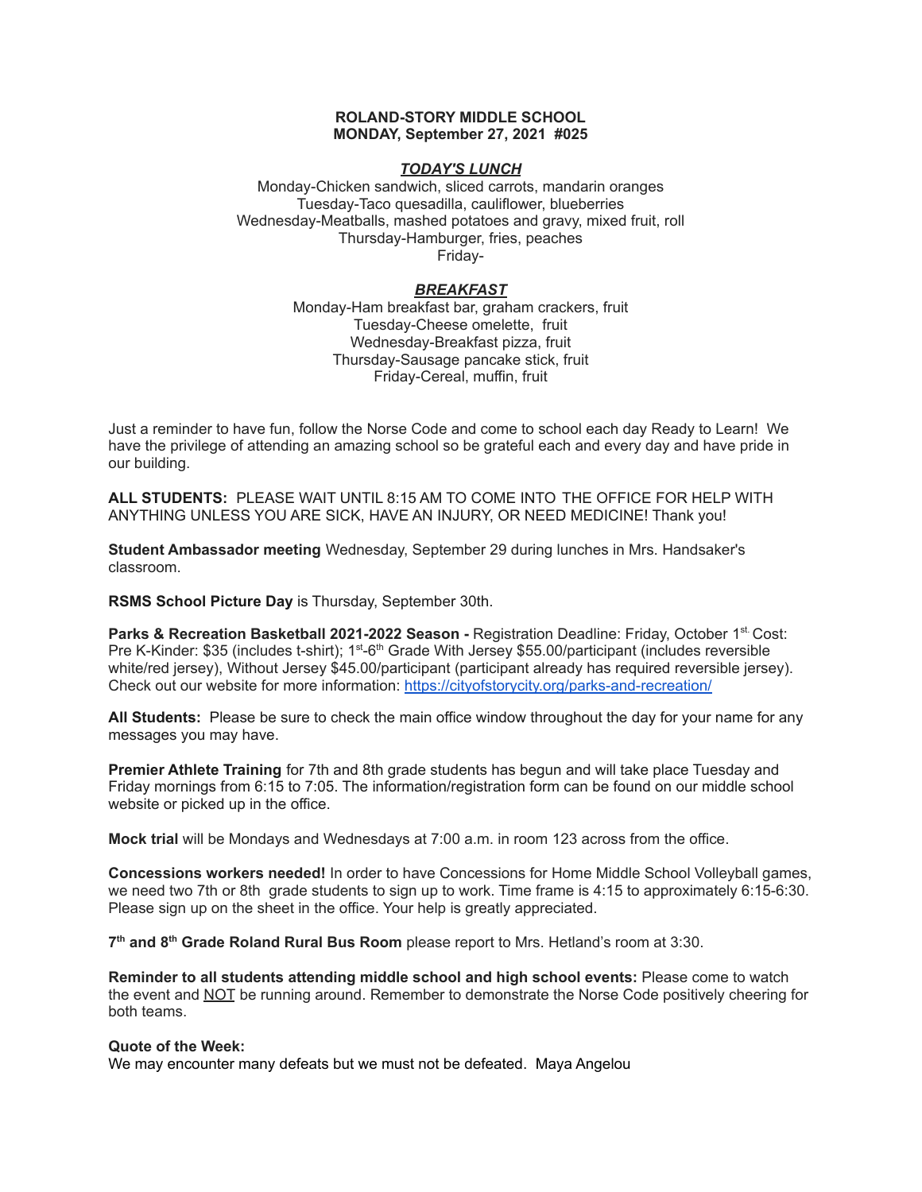**ROLAND-STORY MIDDLE SCHOOL**
**MONDAY, September 27, 2021 #025**

***TODAY'S LUNCH***

Monday-Chicken sandwich, sliced carrots, mandarin oranges
Tuesday-Taco quesadilla, cauliflower, blueberries
Wednesday-Meatballs, mashed potatoes and gravy, mixed fruit, roll
Thursday-Hamburger, fries, peaches
Friday-

***BREAKFAST***

Monday-Ham breakfast bar, graham crackers, fruit
Tuesday-Cheese omelette, fruit
Wednesday-Breakfast pizza, fruit
Thursday-Sausage pancake stick, fruit
Friday-Cereal, muffin, fruit

Just a reminder to have fun, follow the Norse Code and come to school each day Ready to Learn! We have the privilege of attending an amazing school so be grateful each and every day and have pride in our building.

**ALL STUDENTS:** PLEASE WAIT UNTIL 8:15 AM TO COME INTO THE OFFICE FOR HELP WITH ANYTHING UNLESS YOU ARE SICK, HAVE AN INJURY, OR NEED MEDICINE! Thank you!

**Student Ambassador meeting** Wednesday, September 29 during lunches in Mrs. Handsaker's classroom.

**RSMS School Picture Day** is Thursday, September 30th.

**Parks & Recreation Basketball 2021-2022 Season -** Registration Deadline: Friday, October 1st. Cost: Pre K-Kinder: $35 (includes t-shirt); 1st-6th Grade With Jersey $55.00/participant (includes reversible white/red jersey), Without Jersey $45.00/participant (participant already has required reversible jersey). Check out our website for more information: https://cityofstorycity.org/parks-and-recreation/

**All Students:** Please be sure to check the main office window throughout the day for your name for any messages you may have.

**Premier Athlete Training** for 7th and 8th grade students has begun and will take place Tuesday and Friday mornings from 6:15 to 7:05. The information/registration form can be found on our middle school website or picked up in the office.

**Mock trial** will be Mondays and Wednesdays at 7:00 a.m. in room 123 across from the office.

**Concessions workers needed!** In order to have Concessions for Home Middle School Volleyball games, we need two 7th or 8th grade students to sign up to work. Time frame is 4:15 to approximately 6:15-6:30. Please sign up on the sheet in the office. Your help is greatly appreciated.

**7th and 8th Grade Roland Rural Bus Room** please report to Mrs. Hetland's room at 3:30.

**Reminder to all students attending middle school and high school events:** Please come to watch the event and NOT be running around. Remember to demonstrate the Norse Code positively cheering for both teams.

**Quote of the Week:**
We may encounter many defeats but we must not be defeated. Maya Angelou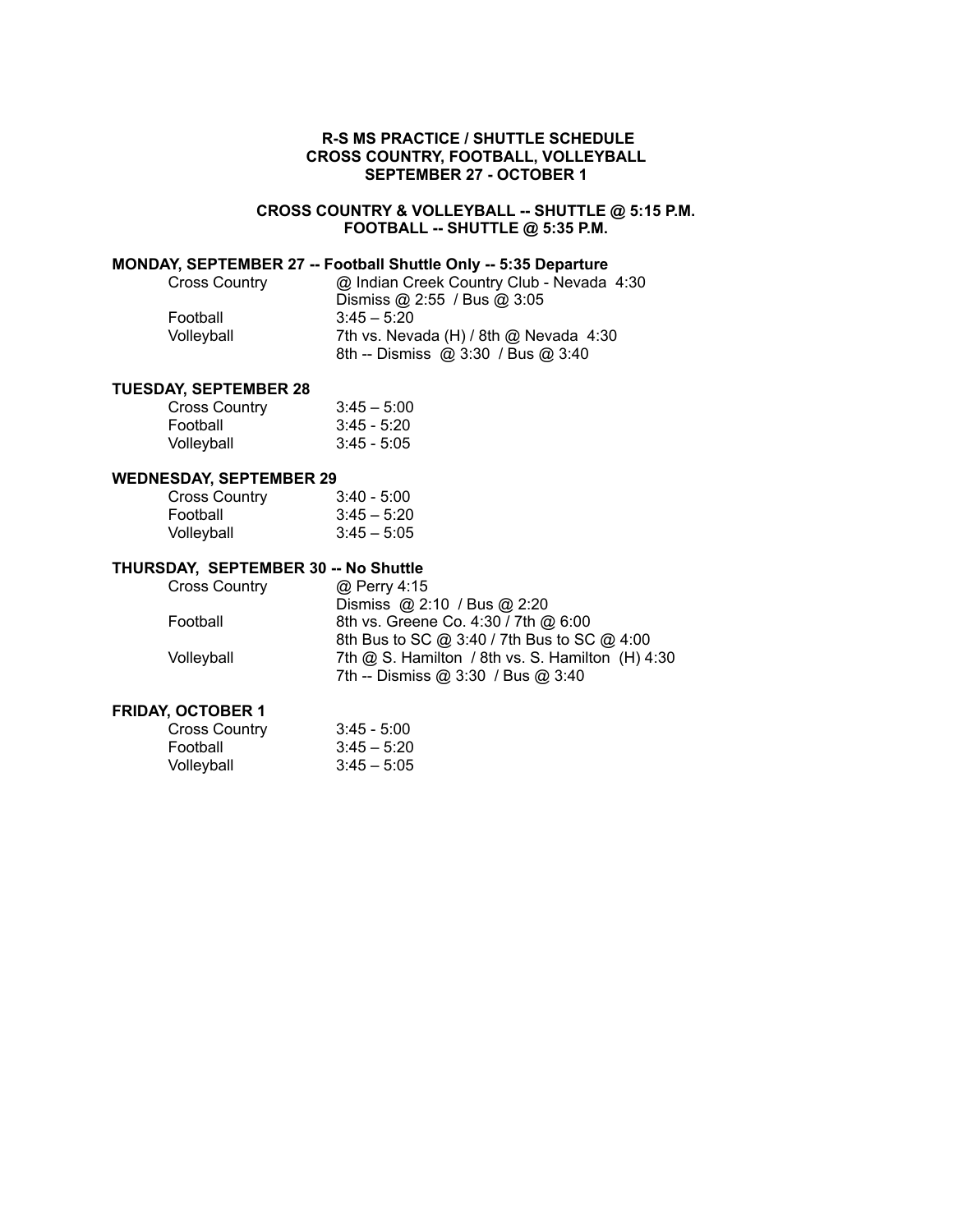**R-S MS PRACTICE / SHUTTLE SCHEDULE**
**CROSS COUNTRY, FOOTBALL, VOLLEYBALL**
**SEPTEMBER 27 - OCTOBER 1**

**CROSS COUNTRY & VOLLEYBALL -- SHUTTLE @ 5:15 P.M.**
**FOOTBALL -- SHUTTLE @ 5:35 P.M.**

**MONDAY, SEPTEMBER 27 -- Football Shuttle Only -- 5:35 Departure**

| | |
|---|---|
| Cross Country | @ Indian Creek Country Club - Nevada 4:30 |
| | Dismiss @ 2:55 / Bus @ 3:05 |
| Football | 3:45 – 5:20 |
| Volleyball | 7th vs. Nevada (H) / 8th @ Nevada 4:30 |
| | 8th -- Dismiss @ 3:30 / Bus @ 3:40 |

**TUESDAY, SEPTEMBER 28**

| | |
|---|---|
| Cross Country | 3:45 – 5:00 |
| Football | 3:45 - 5:20 |
| Volleyball | 3:45 - 5:05 |

**WEDNESDAY, SEPTEMBER 29**

| | |
|---|---|
| Cross Country | 3:40 - 5:00 |
| Football | 3:45 – 5:20 |
| Volleyball | 3:45 – 5:05 |

**THURSDAY, SEPTEMBER 30 -- No Shuttle**

| | |
|---|---|
| Cross Country | @ Perry 4:15 |
| | Dismiss @ 2:10 / Bus @ 2:20 |
| Football | 8th vs. Greene Co. 4:30 / 7th @ 6:00 |
| | 8th Bus to SC @ 3:40 / 7th Bus to SC @ 4:00 |
| Volleyball | 7th @ S. Hamilton / 8th vs. S. Hamilton (H) 4:30 |
| | 7th -- Dismiss @ 3:30 / Bus @ 3:40 |

**FRIDAY, OCTOBER 1**

| | |
|---|---|
| Cross Country | 3:45 - 5:00 |
| Football | 3:45 – 5:20 |
| Volleyball | 3:45 – 5:05 |